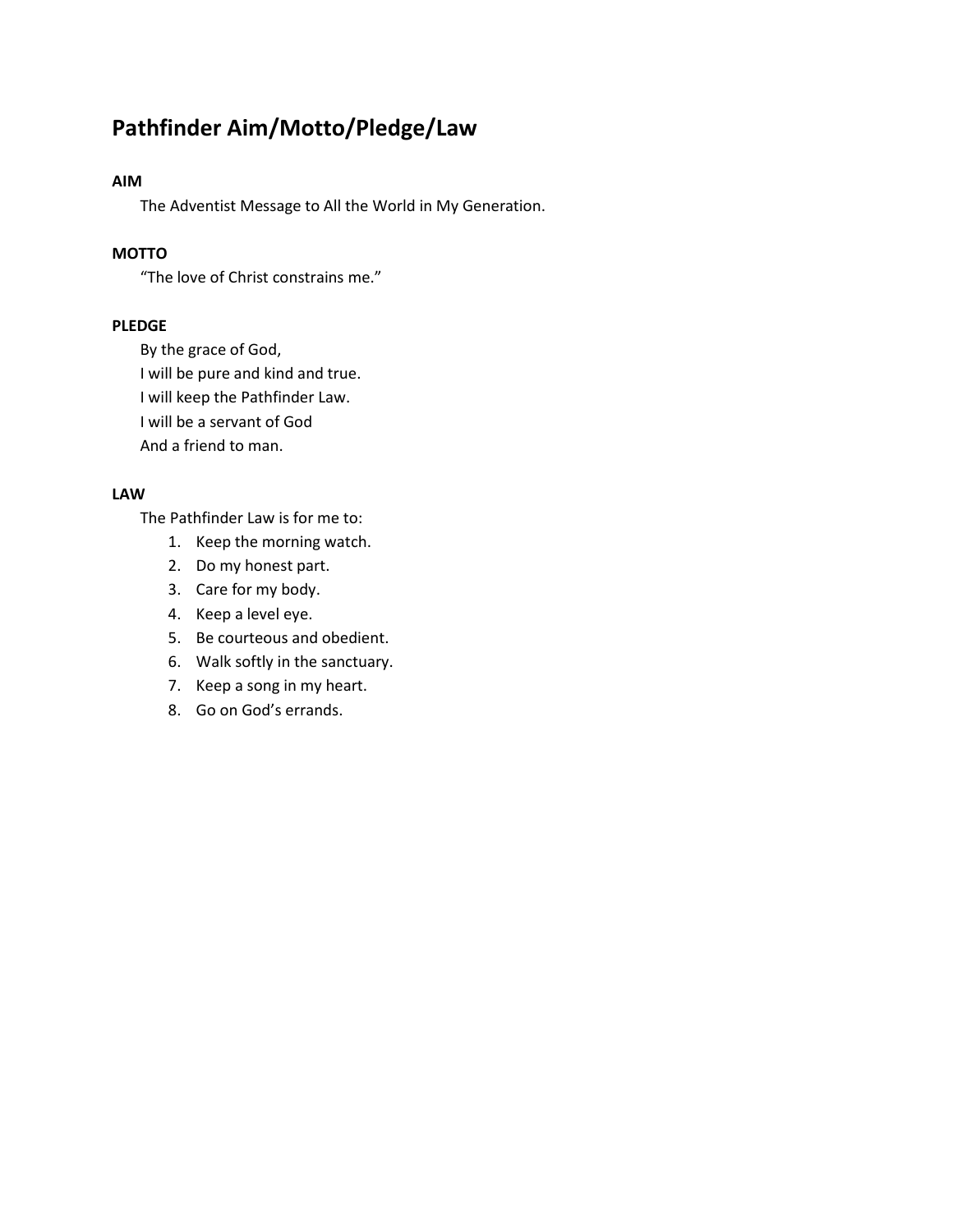# Pathfinder Aim/Motto/Pledge/Law

**AIM**

The Adventist Message to All the World in My Generation.

**MOTTO**

"The love of Christ constrains me."

**PLEDGE**

By the grace of God,
I will be pure and kind and true.
I will keep the Pathfinder Law.
I will be a servant of God
And a friend to man.

**LAW**

The Pathfinder Law is for me to:

1. Keep the morning watch.
2. Do my honest part.
3. Care for my body.
4. Keep a level eye.
5. Be courteous and obedient.
6. Walk softly in the sanctuary.
7. Keep a song in my heart.
8. Go on God's errands.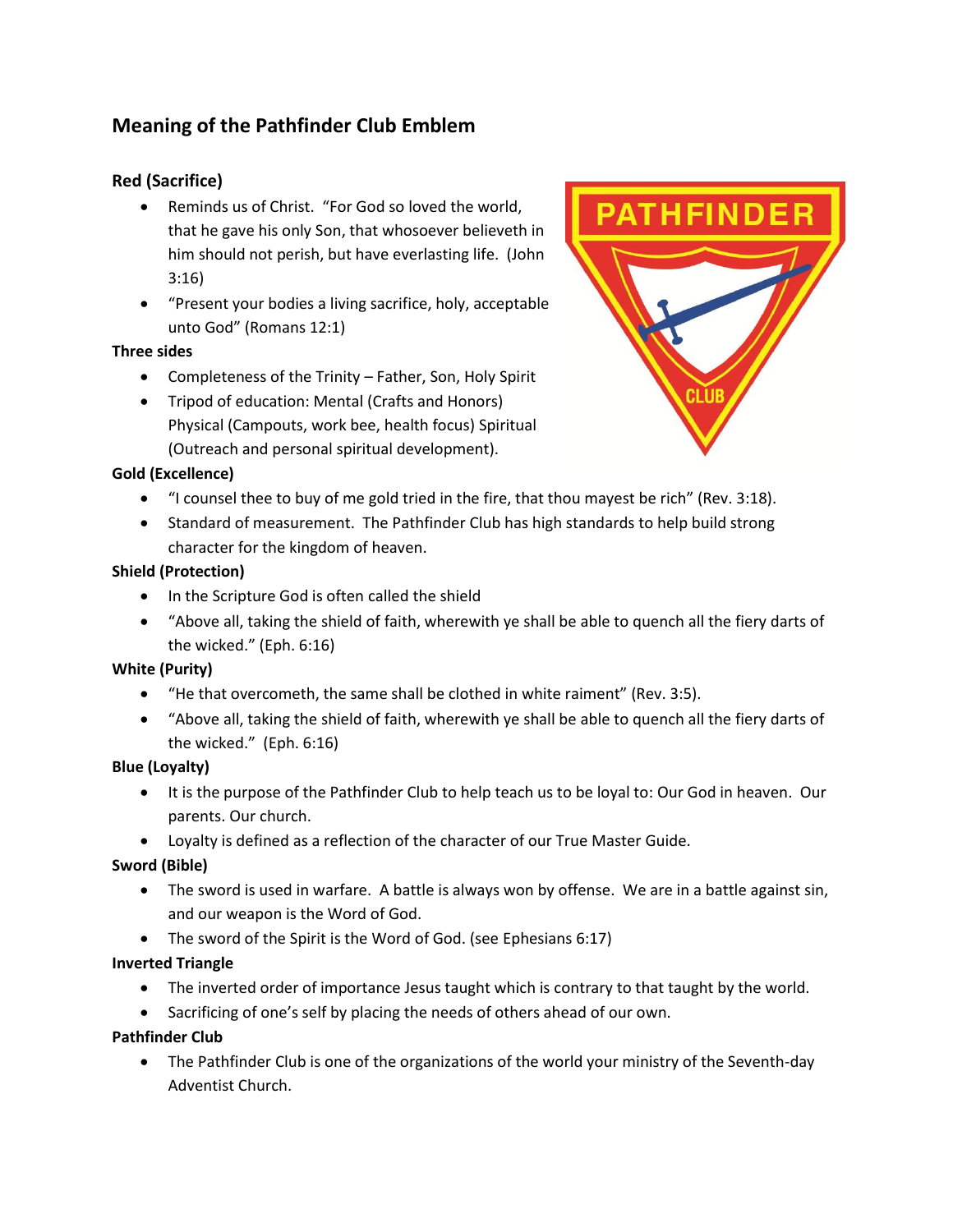## Meaning of the Pathfinder Club Emblem

**Red (Sacrifice)**

- Reminds us of Christ. "For God so loved the world, that he gave his only Son, that whosoever believeth in him should not perish, but have everlasting life. (John 3:16)
- "Present your bodies a living sacrifice, holy, acceptable unto God" (Romans 12:1)

**Three sides**

- Completeness of the Trinity – Father, Son, Holy Spirit
- Tripod of education: Mental (Crafts and Honors) Physical (Campouts, work bee, health focus) Spiritual (Outreach and personal spiritual development).

**Gold (Excellence)**

- "I counsel thee to buy of me gold tried in the fire, that thou mayest be rich" (Rev. 3:18).
- Standard of measurement. The Pathfinder Club has high standards to help build strong character for the kingdom of heaven.

**Shield (Protection)**

- In the Scripture God is often called the shield
- "Above all, taking the shield of faith, wherewith ye shall be able to quench all the fiery darts of the wicked." (Eph. 6:16)

**White (Purity)**

- "He that overcometh, the same shall be clothed in white raiment" (Rev. 3:5).
- "Above all, taking the shield of faith, wherewith ye shall be able to quench all the fiery darts of the wicked." (Eph. 6:16)

**Blue (Loyalty)**

- It is the purpose of the Pathfinder Club to help teach us to be loyal to: Our God in heaven. Our parents. Our church.
- Loyalty is defined as a reflection of the character of our True Master Guide.

**Sword (Bible)**

- The sword is used in warfare. A battle is always won by offense. We are in a battle against sin, and our weapon is the Word of God.
- The sword of the Spirit is the Word of God. (see Ephesians 6:17)

**Inverted Triangle**

- The inverted order of importance Jesus taught which is contrary to that taught by the world.
- Sacrificing of one's self by placing the needs of others ahead of our own.

**Pathfinder Club**

- The Pathfinder Club is one of the organizations of the world your ministry of the Seventh-day Adventist Church.